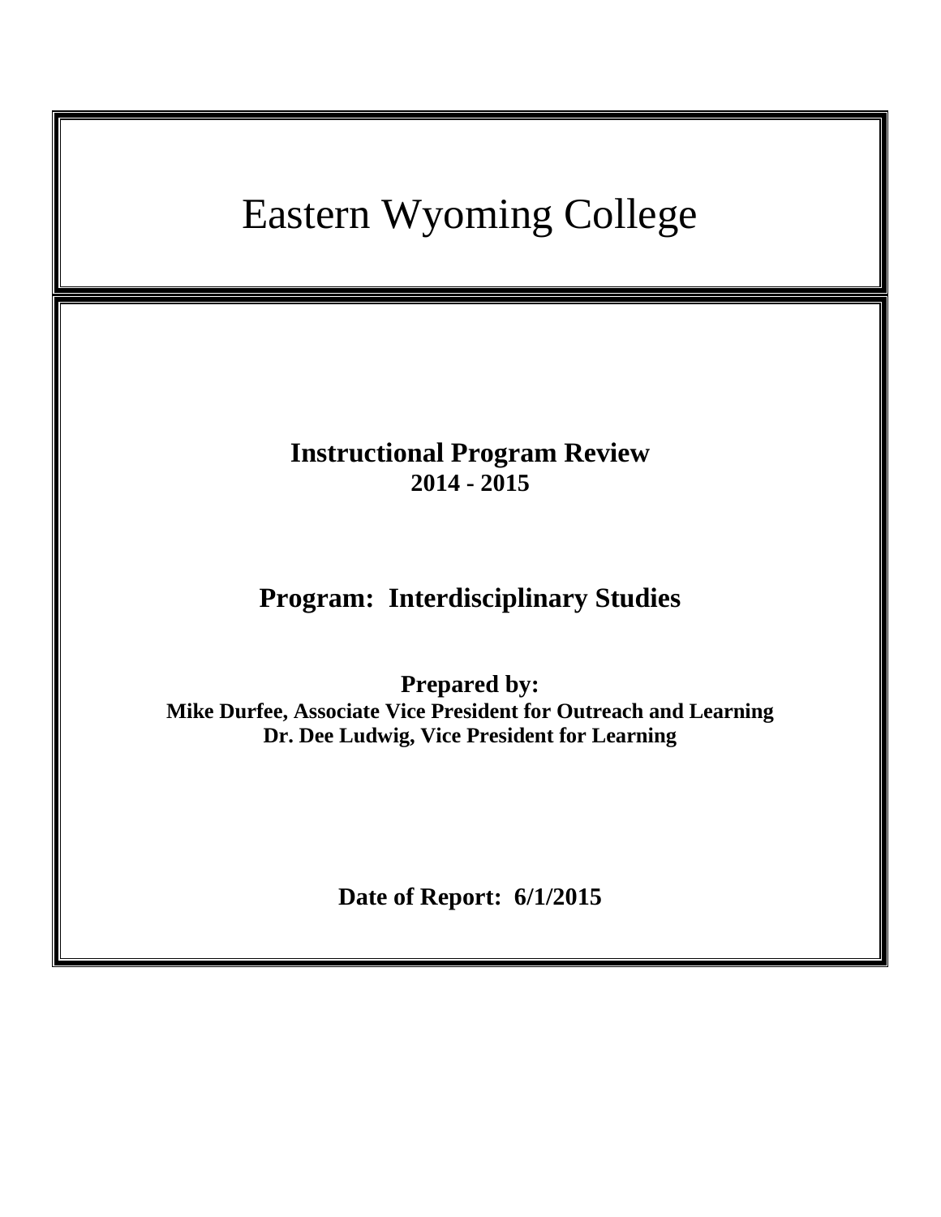# Eastern Wyoming College

**Instructional Program Review**
**2014 - 2015**

## Program: Interdisciplinary Studies

**Prepared by:**
**Mike Durfee, Associate Vice President for Outreach and Learning**
**Dr. Dee Ludwig, Vice President for Learning**

**Date of Report: 6/1/2015**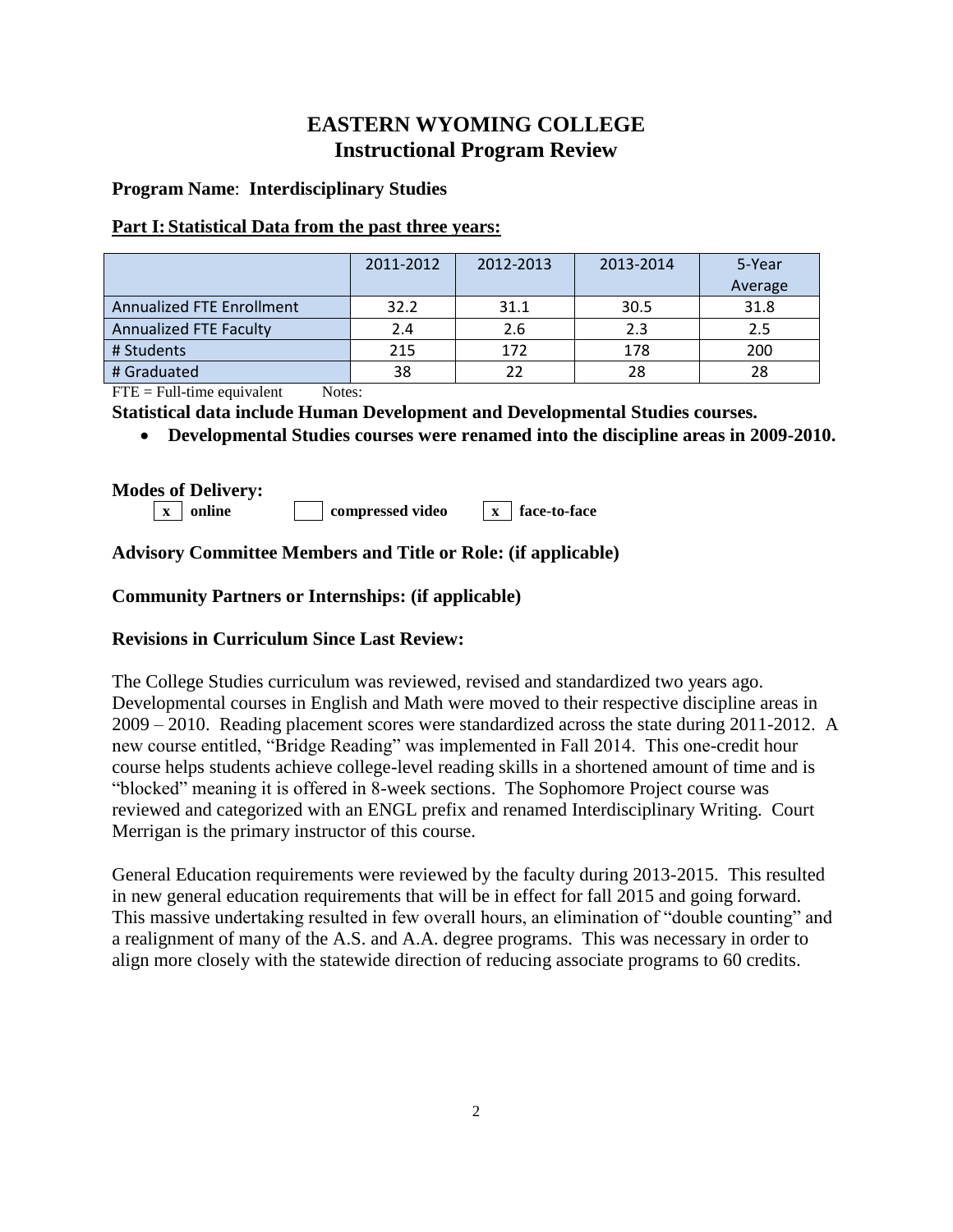# EASTERN WYOMING COLLEGE
## Instructional Program Review

**Program Name**: **Interdisciplinary Studies**

**Part I: Statistical Data from the past three years:**

| | 2011-2012 | 2012-2013 | 2013-2014 | 5-Year Average |
|---|---|---|---|---|
| Annualized FTE Enrollment | 32.2 | 31.1 | 30.5 | 31.8 |
| Annualized FTE Faculty | 2.4 | 2.6 | 2.3 | 2.5 |
| # Students | 215 | 172 | 178 | 200 |
| # Graduated | 38 | 22 | 28 | 28 |

FTE = Full-time equivalent Notes:

**Statistical data include Human Development and Developmental Studies courses.**

- **Developmental Studies courses were renamed into the discipline areas in 2009-2010.**

**Modes of Delivery:**

[x] **online** [ ] **compressed video** [x] **face-to-face**

**Advisory Committee Members and Title or Role: (if applicable)**

**Community Partners or Internships: (if applicable)**

**Revisions in Curriculum Since Last Review:**

The College Studies curriculum was reviewed, revised and standardized two years ago. Developmental courses in English and Math were moved to their respective discipline areas in 2009 – 2010. Reading placement scores were standardized across the state during 2011-2012. A new course entitled, "Bridge Reading" was implemented in Fall 2014. This one-credit hour course helps students achieve college-level reading skills in a shortened amount of time and is "blocked" meaning it is offered in 8-week sections. The Sophomore Project course was reviewed and categorized with an ENGL prefix and renamed Interdisciplinary Writing. Court Merrigan is the primary instructor of this course.

General Education requirements were reviewed by the faculty during 2013-2015. This resulted in new general education requirements that will be in effect for fall 2015 and going forward. This massive undertaking resulted in few overall hours, an elimination of "double counting" and a realignment of many of the A.S. and A.A. degree programs. This was necessary in order to align more closely with the statewide direction of reducing associate programs to 60 credits.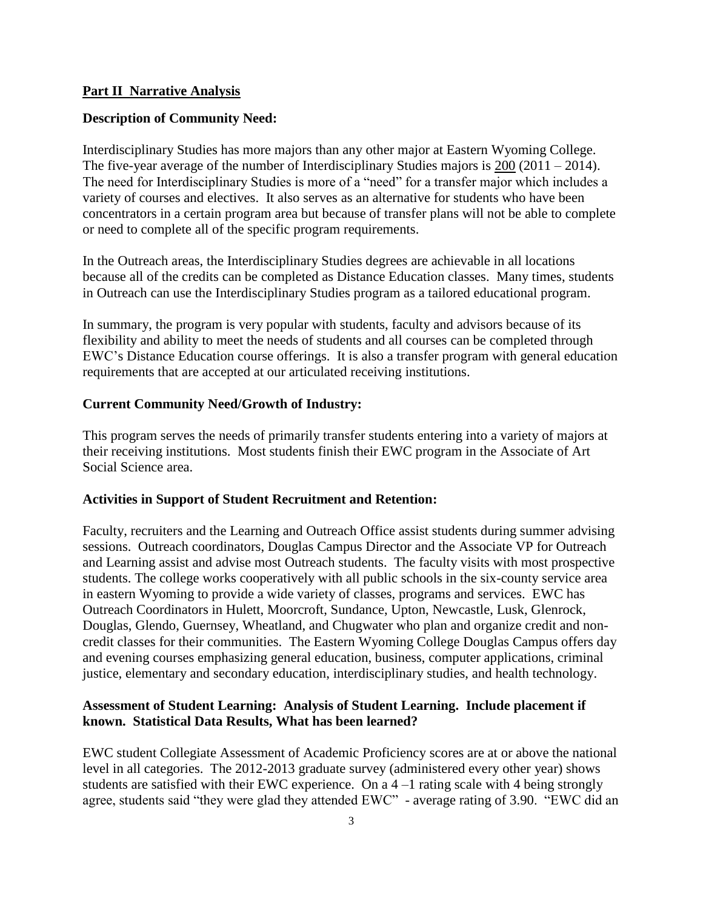## Part II Narrative Analysis

### Description of Community Need:

Interdisciplinary Studies has more majors than any other major at Eastern Wyoming College. The five-year average of the number of Interdisciplinary Studies majors is 200 (2011 – 2014). The need for Interdisciplinary Studies is more of a "need" for a transfer major which includes a variety of courses and electives. It also serves as an alternative for students who have been concentrators in a certain program area but because of transfer plans will not be able to complete or need to complete all of the specific program requirements.

In the Outreach areas, the Interdisciplinary Studies degrees are achievable in all locations because all of the credits can be completed as Distance Education classes. Many times, students in Outreach can use the Interdisciplinary Studies program as a tailored educational program.

In summary, the program is very popular with students, faculty and advisors because of its flexibility and ability to meet the needs of students and all courses can be completed through EWC's Distance Education course offerings. It is also a transfer program with general education requirements that are accepted at our articulated receiving institutions.

### Current Community Need/Growth of Industry:

This program serves the needs of primarily transfer students entering into a variety of majors at their receiving institutions. Most students finish their EWC program in the Associate of Art Social Science area.

### Activities in Support of Student Recruitment and Retention:

Faculty, recruiters and the Learning and Outreach Office assist students during summer advising sessions. Outreach coordinators, Douglas Campus Director and the Associate VP for Outreach and Learning assist and advise most Outreach students. The faculty visits with most prospective students. The college works cooperatively with all public schools in the six-county service area in eastern Wyoming to provide a wide variety of classes, programs and services. EWC has Outreach Coordinators in Hulett, Moorcroft, Sundance, Upton, Newcastle, Lusk, Glenrock, Douglas, Glendo, Guernsey, Wheatland, and Chugwater who plan and organize credit and non-credit classes for their communities. The Eastern Wyoming College Douglas Campus offers day and evening courses emphasizing general education, business, computer applications, criminal justice, elementary and secondary education, interdisciplinary studies, and health technology.

### Assessment of Student Learning: Analysis of Student Learning. Include placement if known. Statistical Data Results, What has been learned?

EWC student Collegiate Assessment of Academic Proficiency scores are at or above the national level in all categories. The 2012-2013 graduate survey (administered every other year) shows students are satisfied with their EWC experience. On a 4 –1 rating scale with 4 being strongly agree, students said "they were glad they attended EWC" - average rating of 3.90. "EWC did an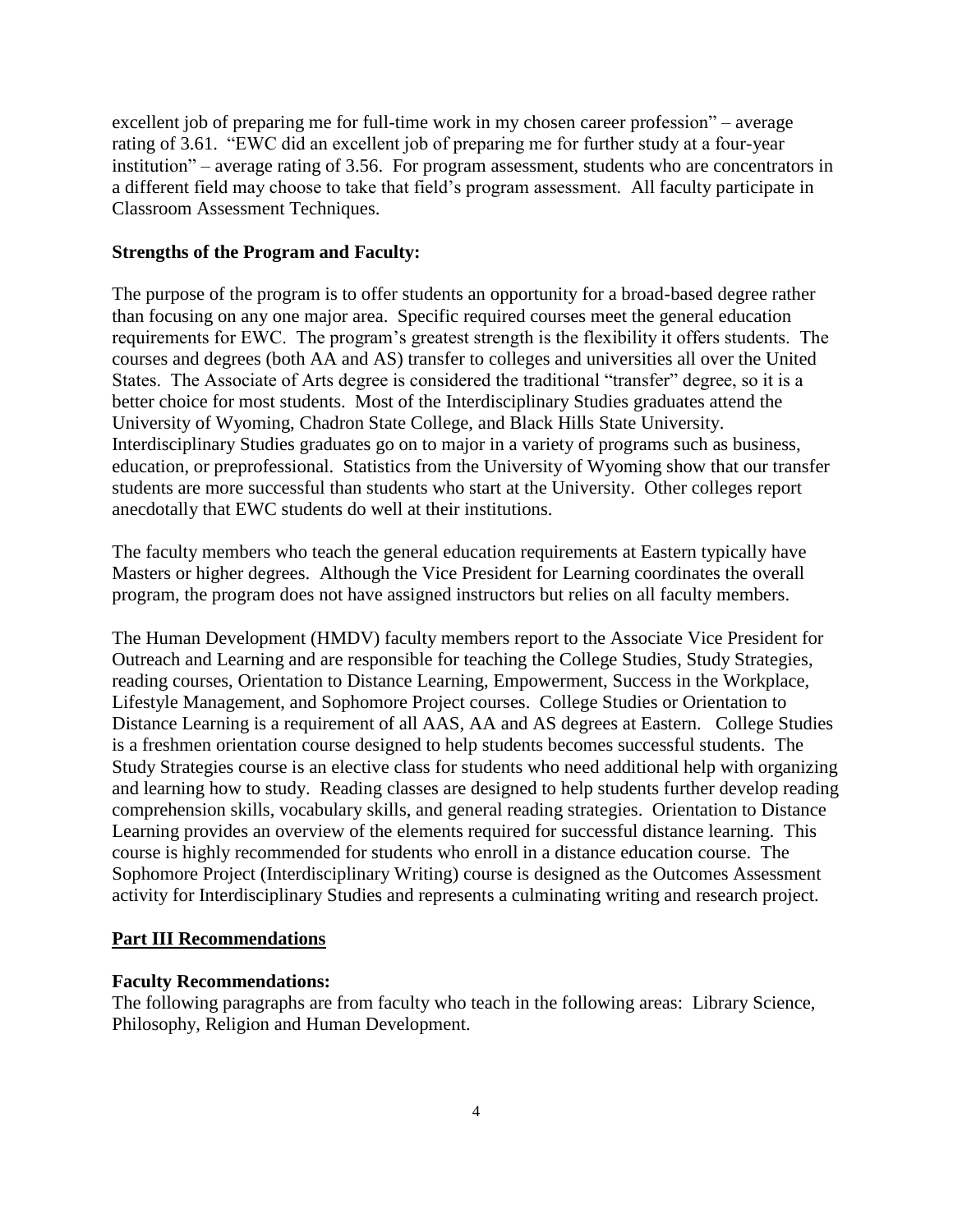excellent job of preparing me for full-time work in my chosen career profession" – average rating of 3.61. "EWC did an excellent job of preparing me for further study at a four-year institution" – average rating of 3.56. For program assessment, students who are concentrators in a different field may choose to take that field's program assessment. All faculty participate in Classroom Assessment Techniques.

**Strengths of the Program and Faculty:**

The purpose of the program is to offer students an opportunity for a broad-based degree rather than focusing on any one major area. Specific required courses meet the general education requirements for EWC. The program's greatest strength is the flexibility it offers students. The courses and degrees (both AA and AS) transfer to colleges and universities all over the United States. The Associate of Arts degree is considered the traditional "transfer" degree, so it is a better choice for most students. Most of the Interdisciplinary Studies graduates attend the University of Wyoming, Chadron State College, and Black Hills State University. Interdisciplinary Studies graduates go on to major in a variety of programs such as business, education, or preprofessional. Statistics from the University of Wyoming show that our transfer students are more successful than students who start at the University. Other colleges report anecdotally that EWC students do well at their institutions.

The faculty members who teach the general education requirements at Eastern typically have Masters or higher degrees. Although the Vice President for Learning coordinates the overall program, the program does not have assigned instructors but relies on all faculty members.

The Human Development (HMDV) faculty members report to the Associate Vice President for Outreach and Learning and are responsible for teaching the College Studies, Study Strategies, reading courses, Orientation to Distance Learning, Empowerment, Success in the Workplace, Lifestyle Management, and Sophomore Project courses. College Studies or Orientation to Distance Learning is a requirement of all AAS, AA and AS degrees at Eastern. College Studies is a freshmen orientation course designed to help students becomes successful students. The Study Strategies course is an elective class for students who need additional help with organizing and learning how to study. Reading classes are designed to help students further develop reading comprehension skills, vocabulary skills, and general reading strategies. Orientation to Distance Learning provides an overview of the elements required for successful distance learning. This course is highly recommended for students who enroll in a distance education course. The Sophomore Project (Interdisciplinary Writing) course is designed as the Outcomes Assessment activity for Interdisciplinary Studies and represents a culminating writing and research project.

## Part III Recommendations

**Faculty Recommendations:**

The following paragraphs are from faculty who teach in the following areas: Library Science, Philosophy, Religion and Human Development.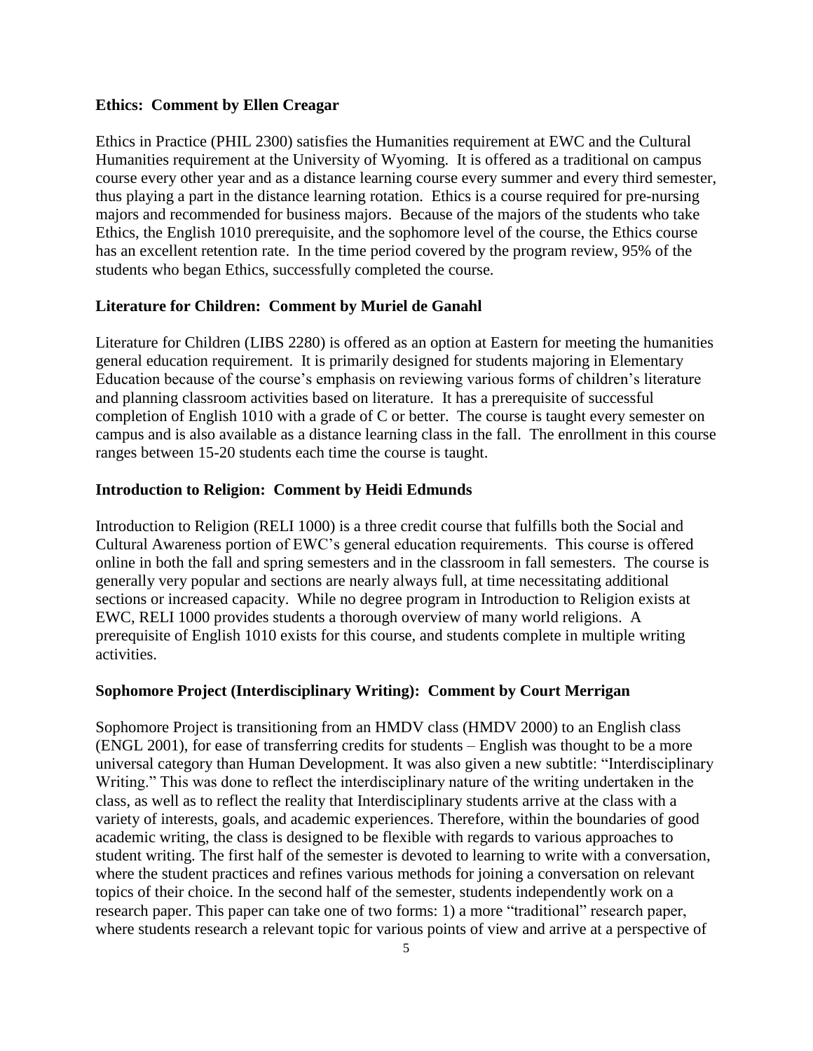**Ethics: Comment by Ellen Creagar**

Ethics in Practice (PHIL 2300) satisfies the Humanities requirement at EWC and the Cultural Humanities requirement at the University of Wyoming. It is offered as a traditional on campus course every other year and as a distance learning course every summer and every third semester, thus playing a part in the distance learning rotation. Ethics is a course required for pre-nursing majors and recommended for business majors. Because of the majors of the students who take Ethics, the English 1010 prerequisite, and the sophomore level of the course, the Ethics course has an excellent retention rate. In the time period covered by the program review, 95% of the students who began Ethics, successfully completed the course.

**Literature for Children: Comment by Muriel de Ganahl**

Literature for Children (LIBS 2280) is offered as an option at Eastern for meeting the humanities general education requirement. It is primarily designed for students majoring in Elementary Education because of the course's emphasis on reviewing various forms of children's literature and planning classroom activities based on literature. It has a prerequisite of successful completion of English 1010 with a grade of C or better. The course is taught every semester on campus and is also available as a distance learning class in the fall. The enrollment in this course ranges between 15-20 students each time the course is taught.

**Introduction to Religion: Comment by Heidi Edmunds**

Introduction to Religion (RELI 1000) is a three credit course that fulfills both the Social and Cultural Awareness portion of EWC's general education requirements. This course is offered online in both the fall and spring semesters and in the classroom in fall semesters. The course is generally very popular and sections are nearly always full, at time necessitating additional sections or increased capacity. While no degree program in Introduction to Religion exists at EWC, RELI 1000 provides students a thorough overview of many world religions. A prerequisite of English 1010 exists for this course, and students complete in multiple writing activities.

**Sophomore Project (Interdisciplinary Writing): Comment by Court Merrigan**

Sophomore Project is transitioning from an HMDV class (HMDV 2000) to an English class (ENGL 2001), for ease of transferring credits for students – English was thought to be a more universal category than Human Development. It was also given a new subtitle: "Interdisciplinary Writing." This was done to reflect the interdisciplinary nature of the writing undertaken in the class, as well as to reflect the reality that Interdisciplinary students arrive at the class with a variety of interests, goals, and academic experiences. Therefore, within the boundaries of good academic writing, the class is designed to be flexible with regards to various approaches to student writing. The first half of the semester is devoted to learning to write with a conversation, where the student practices and refines various methods for joining a conversation on relevant topics of their choice. In the second half of the semester, students independently work on a research paper. This paper can take one of two forms: 1) a more "traditional" research paper, where students research a relevant topic for various points of view and arrive at a perspective of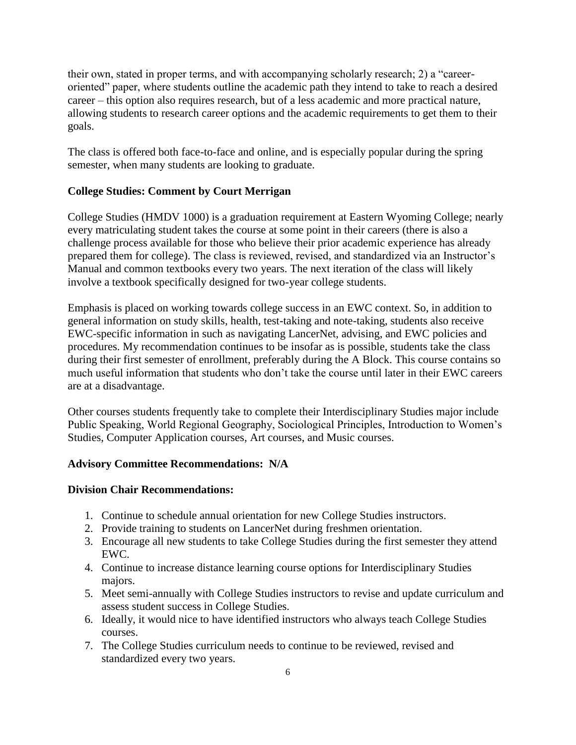their own, stated in proper terms, and with accompanying scholarly research; 2) a "career-oriented" paper, where students outline the academic path they intend to take to reach a desired career – this option also requires research, but of a less academic and more practical nature, allowing students to research career options and the academic requirements to get them to their goals.

The class is offered both face-to-face and online, and is especially popular during the spring semester, when many students are looking to graduate.

**College Studies: Comment by Court Merrigan**

College Studies (HMDV 1000) is a graduation requirement at Eastern Wyoming College; nearly every matriculating student takes the course at some point in their careers (there is also a challenge process available for those who believe their prior academic experience has already prepared them for college). The class is reviewed, revised, and standardized via an Instructor's Manual and common textbooks every two years. The next iteration of the class will likely involve a textbook specifically designed for two-year college students.

Emphasis is placed on working towards college success in an EWC context. So, in addition to general information on study skills, health, test-taking and note-taking, students also receive EWC-specific information in such as navigating LancerNet, advising, and EWC policies and procedures. My recommendation continues to be insofar as is possible, students take the class during their first semester of enrollment, preferably during the A Block. This course contains so much useful information that students who don't take the course until later in their EWC careers are at a disadvantage.

Other courses students frequently take to complete their Interdisciplinary Studies major include Public Speaking, World Regional Geography, Sociological Principles, Introduction to Women's Studies, Computer Application courses, Art courses, and Music courses.

**Advisory Committee Recommendations: N/A**

**Division Chair Recommendations:**

1. Continue to schedule annual orientation for new College Studies instructors.
2. Provide training to students on LancerNet during freshmen orientation.
3. Encourage all new students to take College Studies during the first semester they attend EWC.
4. Continue to increase distance learning course options for Interdisciplinary Studies majors.
5. Meet semi-annually with College Studies instructors to revise and update curriculum and assess student success in College Studies.
6. Ideally, it would nice to have identified instructors who always teach College Studies courses.
7. The College Studies curriculum needs to continue to be reviewed, revised and standardized every two years.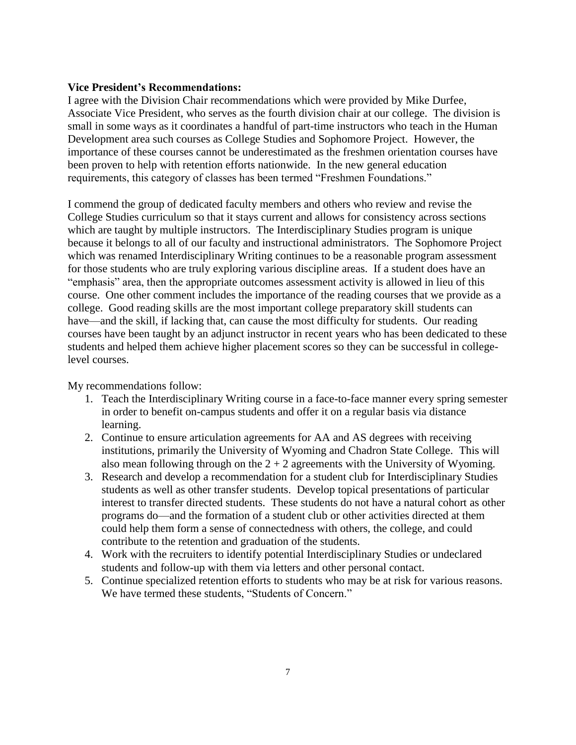**Vice President's Recommendations:**

I agree with the Division Chair recommendations which were provided by Mike Durfee, Associate Vice President, who serves as the fourth division chair at our college. The division is small in some ways as it coordinates a handful of part-time instructors who teach in the Human Development area such courses as College Studies and Sophomore Project. However, the importance of these courses cannot be underestimated as the freshmen orientation courses have been proven to help with retention efforts nationwide. In the new general education requirements, this category of classes has been termed "Freshmen Foundations."

I commend the group of dedicated faculty members and others who review and revise the College Studies curriculum so that it stays current and allows for consistency across sections which are taught by multiple instructors. The Interdisciplinary Studies program is unique because it belongs to all of our faculty and instructional administrators. The Sophomore Project which was renamed Interdisciplinary Writing continues to be a reasonable program assessment for those students who are truly exploring various discipline areas. If a student does have an "emphasis" area, then the appropriate outcomes assessment activity is allowed in lieu of this course. One other comment includes the importance of the reading courses that we provide as a college. Good reading skills are the most important college preparatory skill students can have—and the skill, if lacking that, can cause the most difficulty for students. Our reading courses have been taught by an adjunct instructor in recent years who has been dedicated to these students and helped them achieve higher placement scores so they can be successful in college-level courses.

My recommendations follow:

1. Teach the Interdisciplinary Writing course in a face-to-face manner every spring semester in order to benefit on-campus students and offer it on a regular basis via distance learning.
2. Continue to ensure articulation agreements for AA and AS degrees with receiving institutions, primarily the University of Wyoming and Chadron State College. This will also mean following through on the 2 + 2 agreements with the University of Wyoming.
3. Research and develop a recommendation for a student club for Interdisciplinary Studies students as well as other transfer students. Develop topical presentations of particular interest to transfer directed students. These students do not have a natural cohort as other programs do—and the formation of a student club or other activities directed at them could help them form a sense of connectedness with others, the college, and could contribute to the retention and graduation of the students.
4. Work with the recruiters to identify potential Interdisciplinary Studies or undeclared students and follow-up with them via letters and other personal contact.
5. Continue specialized retention efforts to students who may be at risk for various reasons. We have termed these students, "Students of Concern."